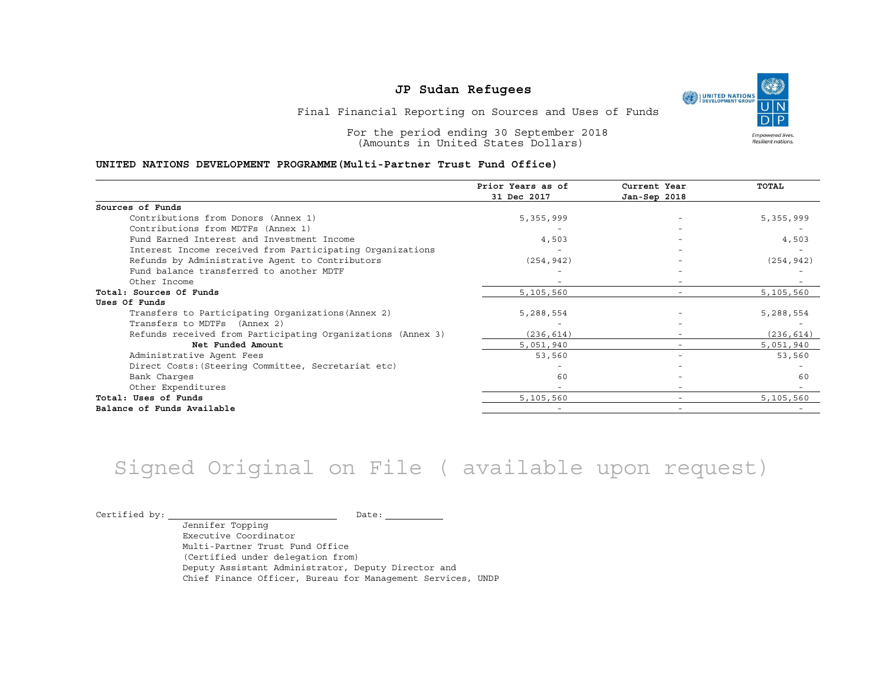# JP Sudan Refugees

Final Financial Reporting on Sources and Uses of Funds

For the period ending 30 September 2018
(Amounts in United States Dollars)

**UNITED NATIONS DEVELOPMENT PROGRAMME(Multi-Partner Trust Fund Office)**

| | Prior Years as of 31 Dec 2017 | Current Year Jan-Sep 2018 | TOTAL |
|---|---|---|---|
| **Sources of Funds** | | | |
| Contributions from Donors (Annex 1) | 5,355,999 | - | 5,355,999 |
| Contributions from MDTFs (Annex 1) | - | - | - |
| Fund Earned Interest and Investment Income | 4,503 | - | 4,503 |
| Interest Income received from Participating Organizations | - | - | - |
| Refunds by Administrative Agent to Contributors | (254,942) | - | (254,942) |
| Fund balance transferred to another MDTF | - | - | - |
| Other Income | - | - | - |
| **Total: Sources Of Funds** | 5,105,560 | - | 5,105,560 |
| **Uses Of Funds** | | | |
| Transfers to Participating Organizations(Annex 2) | 5,288,554 | - | 5,288,554 |
| Transfers to MDTFs (Annex 2) | - | - | - |
| Refunds received from Participating Organizations (Annex 3) | (236,614) | - | (236,614) |
| **Net Funded Amount** | 5,051,940 | - | 5,051,940 |
| Administrative Agent Fees | 53,560 | - | 53,560 |
| Direct Costs:(Steering Committee, Secretariat etc) | - | - | - |
| Bank Charges | 60 | - | 60 |
| Other Expenditures | - | - | - |
| **Total: Uses of Funds** | 5,105,560 | - | 5,105,560 |
| **Balance of Funds Available** | - | - | - |

Signed Original on File ( available upon request)

Certified by: ______________________ Date: __________

Jennifer Topping
Executive Coordinator
Multi-Partner Trust Fund Office
(Certified under delegation from)
Deputy Assistant Administrator, Deputy Director and
Chief Finance Officer, Bureau for Management Services, UNDP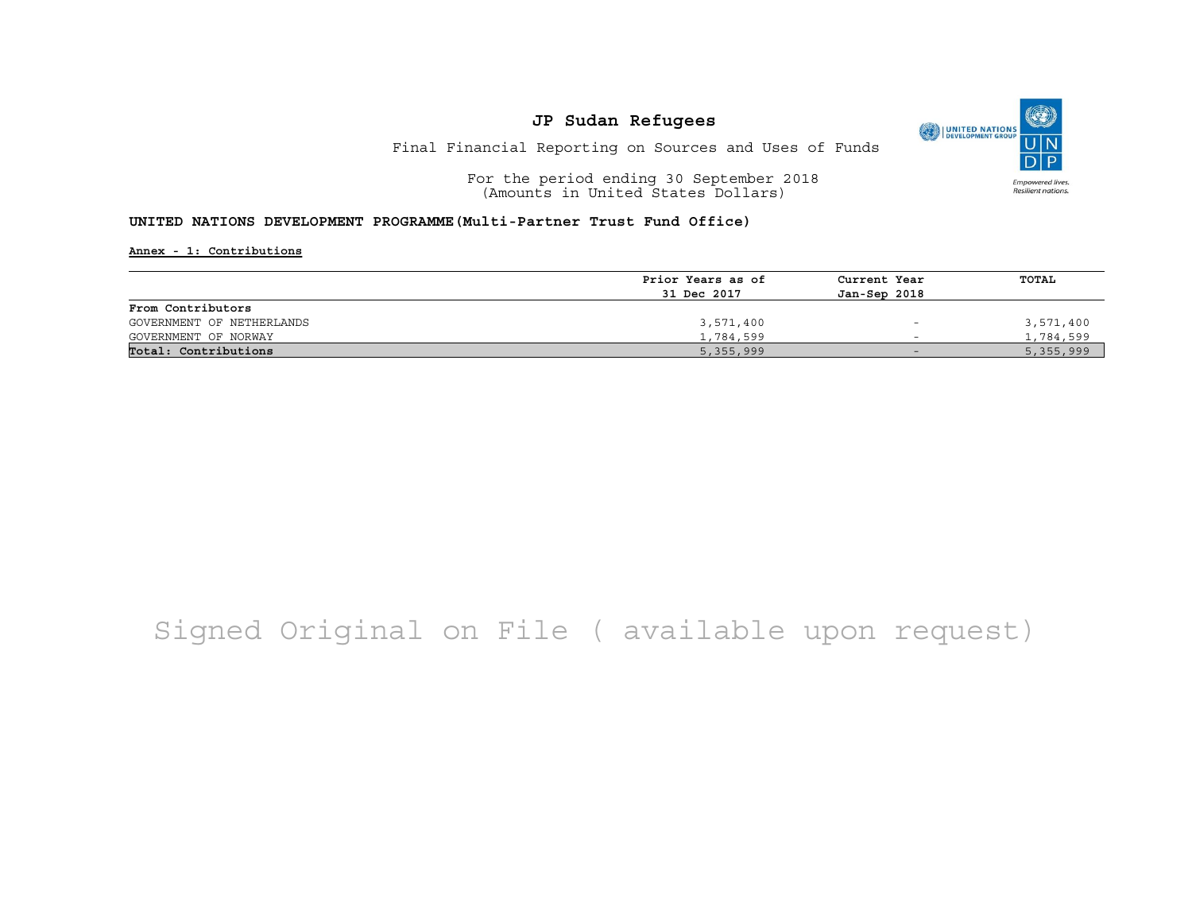# JP Sudan Refugees

Final Financial Reporting on Sources and Uses of Funds

For the period ending 30 September 2018
(Amounts in United States Dollars)

**UNITED NATIONS DEVELOPMENT PROGRAMME(Multi-Partner Trust Fund Office)**

**Annex - 1: Contributions**

| | Prior Years as of 31 Dec 2017 | Current Year Jan-Sep 2018 | TOTAL |
|---|---|---|---|
| **From Contributors** | | | |
| GOVERNMENT OF NETHERLANDS | 3,571,400 | - | 3,571,400 |
| GOVERNMENT OF NORWAY | 1,784,599 | - | 1,784,599 |
| **Total: Contributions** | 5,355,999 | - | 5,355,999 |

Signed Original on File ( available upon request)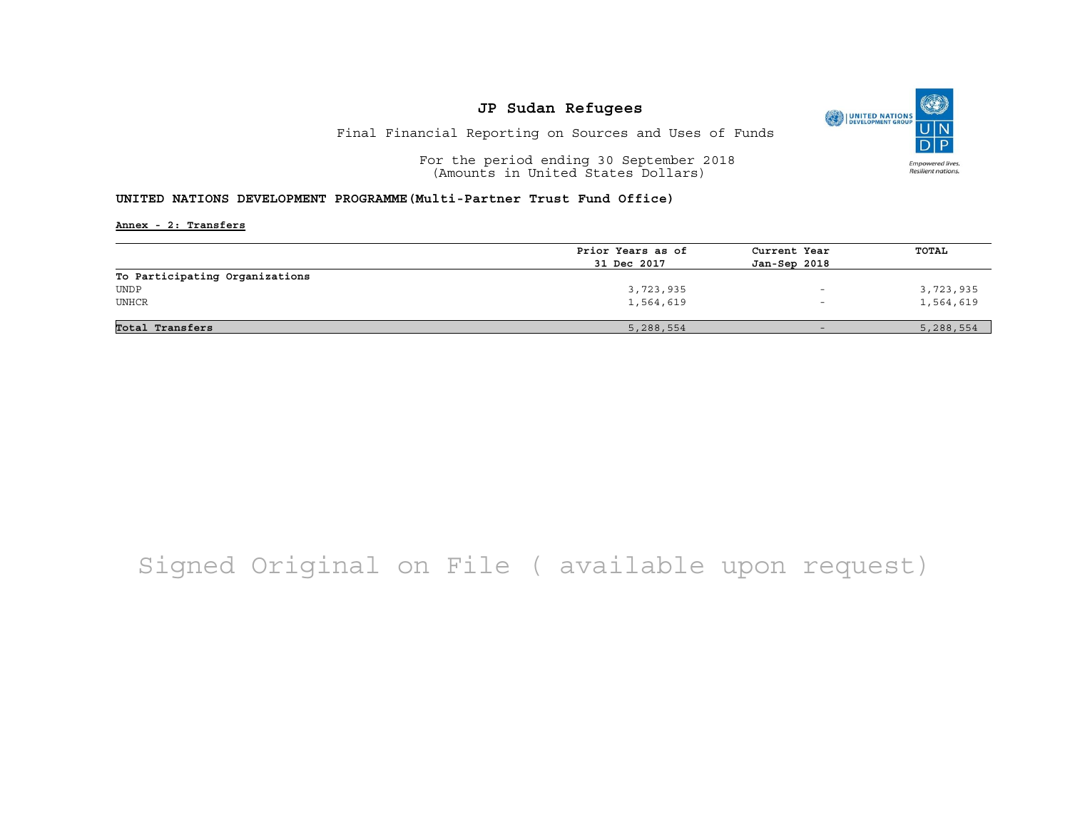# JP Sudan Refugees

Final Financial Reporting on Sources and Uses of Funds

For the period ending 30 September 2018
(Amounts in United States Dollars)

**UNITED NATIONS DEVELOPMENT PROGRAMME(Multi-Partner Trust Fund Office)**

**Annex - 2: Transfers**

| | Prior Years as of 31 Dec 2017 | Current Year Jan-Sep 2018 | TOTAL |
|---|---|---|---|
| **To Participating Organizations** | | | |
| UNDP | 3,723,935 | - | 3,723,935 |
| UNHCR | 1,564,619 | - | 1,564,619 |
| **Total Transfers** | 5,288,554 | - | 5,288,554 |

Signed Original on File ( available upon request)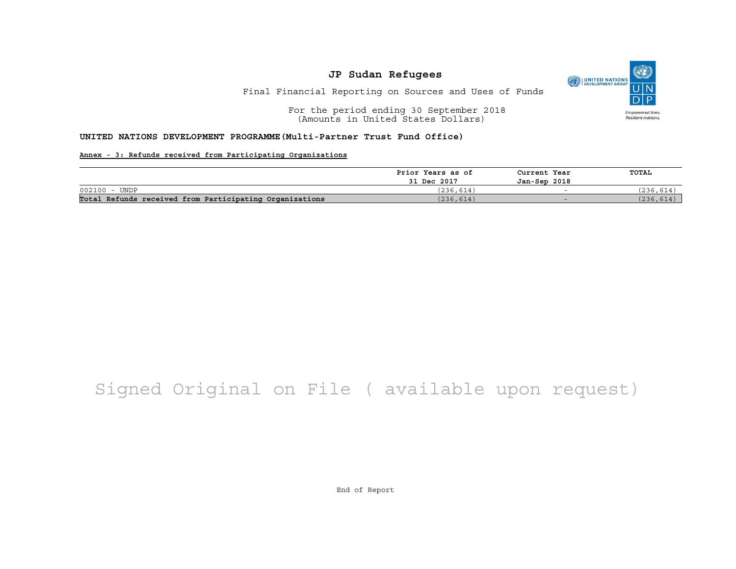# JP Sudan Refugees

Final Financial Reporting on Sources and Uses of Funds

For the period ending 30 September 2018
(Amounts in United States Dollars)

**UNITED NATIONS DEVELOPMENT PROGRAMME(Multi-Partner Trust Fund Office)**

**Annex - 3: Refunds received from Participating Organizations**

| | Prior Years as of 31 Dec 2017 | Current Year Jan-Sep 2018 | TOTAL |
|---|---|---|---|
| 002100 - UNDP | (236,614) | - | (236,614) |
| **Total Refunds received from Participating Organizations** | (236,614) | - | (236,614) |

Signed Original on File ( available upon request)

End of Report